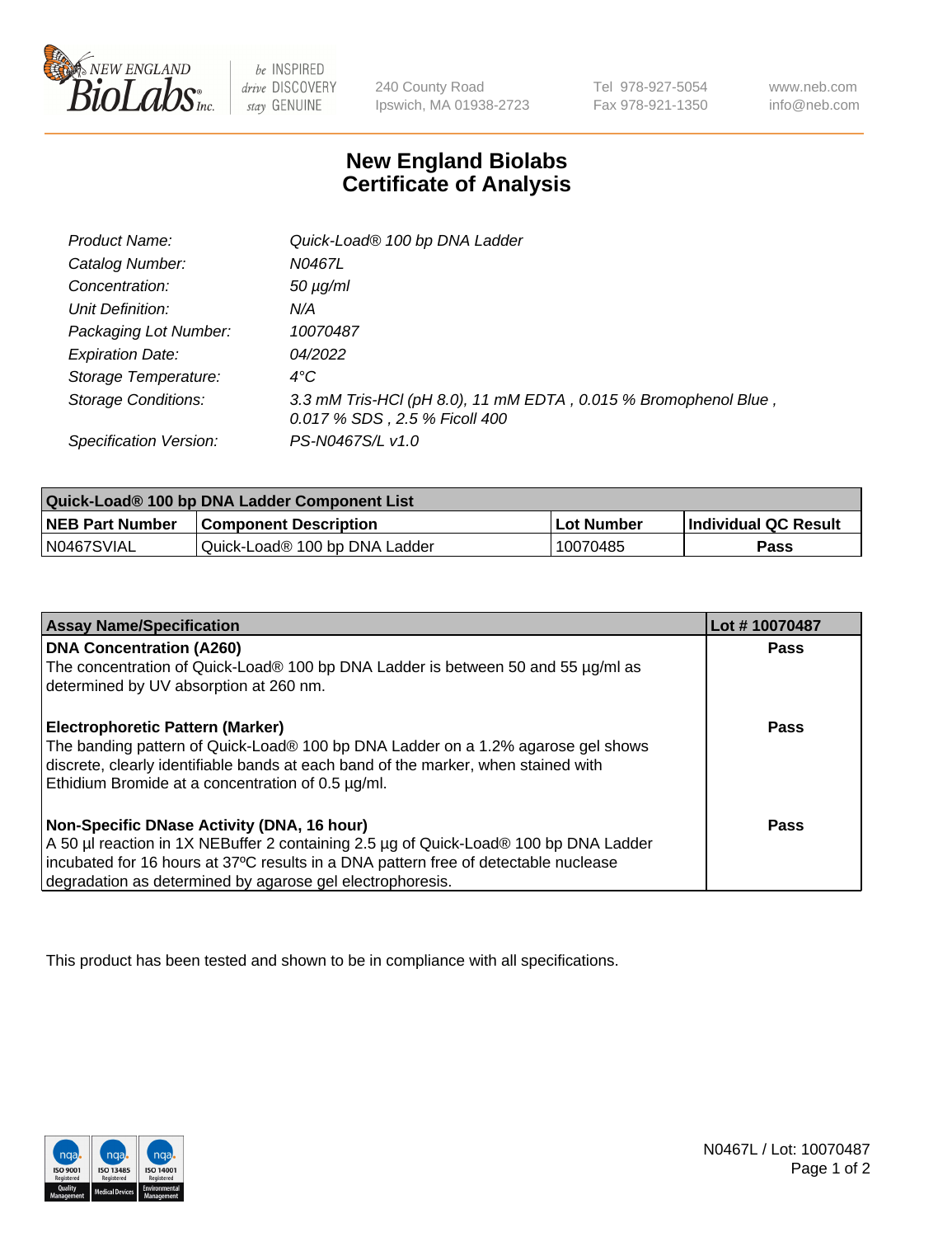240 County Road
Ipswich, MA 01938-2723

Tel 978-927-5054
Fax 978-921-1350

www.neb.com
info@neb.com

# New England Biolabs
# Certificate of Analysis

| | |
|---|---|
| *Product Name:* | *Quick-Load® 100 bp DNA Ladder* |
| *Catalog Number:* | *N0467L* |
| *Concentration:* | *50 µg/ml* |
| *Unit Definition:* | *N/A* |
| *Packaging Lot Number:* | *10070487* |
| *Expiration Date:* | *04/2022* |
| *Storage Temperature:* | *4°C* |
| *Storage Conditions:* | *3.3 mM Tris-HCl (pH 8.0), 11 mM EDTA , 0.015 % Bromophenol Blue , 0.017 % SDS , 2.5 % Ficoll 400* |
| *Specification Version:* | *PS-N0467S/L v1.0* |

| **Quick-Load® 100 bp DNA Ladder Component List** | | | |
|---|---|---|---|
| **NEB Part Number** | **Component Description** | **Lot Number** | **Individual QC Result** |
| N0467SVIAL | Quick-Load® 100 bp DNA Ladder | 10070485 | **Pass** |

| **Assay Name/Specification** | **Lot # 10070487** |
|---|---|
| **DNA Concentration (A260)**<br>The concentration of Quick-Load® 100 bp DNA Ladder is between 50 and 55 µg/ml as determined by UV absorption at 260 nm. | **Pass** |
| **Electrophoretic Pattern (Marker)**<br>The banding pattern of Quick-Load® 100 bp DNA Ladder on a 1.2% agarose gel shows discrete, clearly identifiable bands at each band of the marker, when stained with Ethidium Bromide at a concentration of 0.5 µg/ml. | **Pass** |
| **Non-Specific DNase Activity (DNA, 16 hour)**<br>A 50 µl reaction in 1X NEBuffer 2 containing 2.5 µg of Quick-Load® 100 bp DNA Ladder incubated for 16 hours at 37ºC results in a DNA pattern free of detectable nuclease degradation as determined by agarose gel electrophoresis. | **Pass** |

This product has been tested and shown to be in compliance with all specifications.

N0467L / Lot: 10070487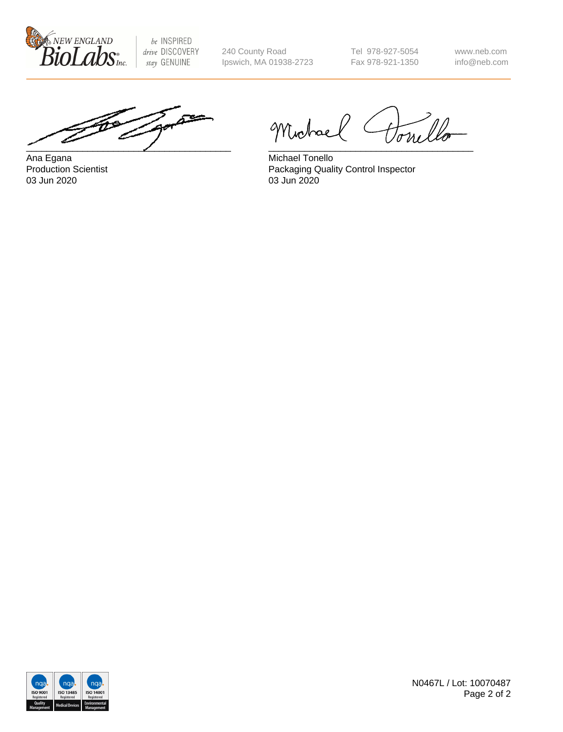Ana Egana
Production Scientist
03 Jun 2020

Michael Tonello
Packaging Quality Control Inspector
03 Jun 2020

N0467L / Lot: 10070487